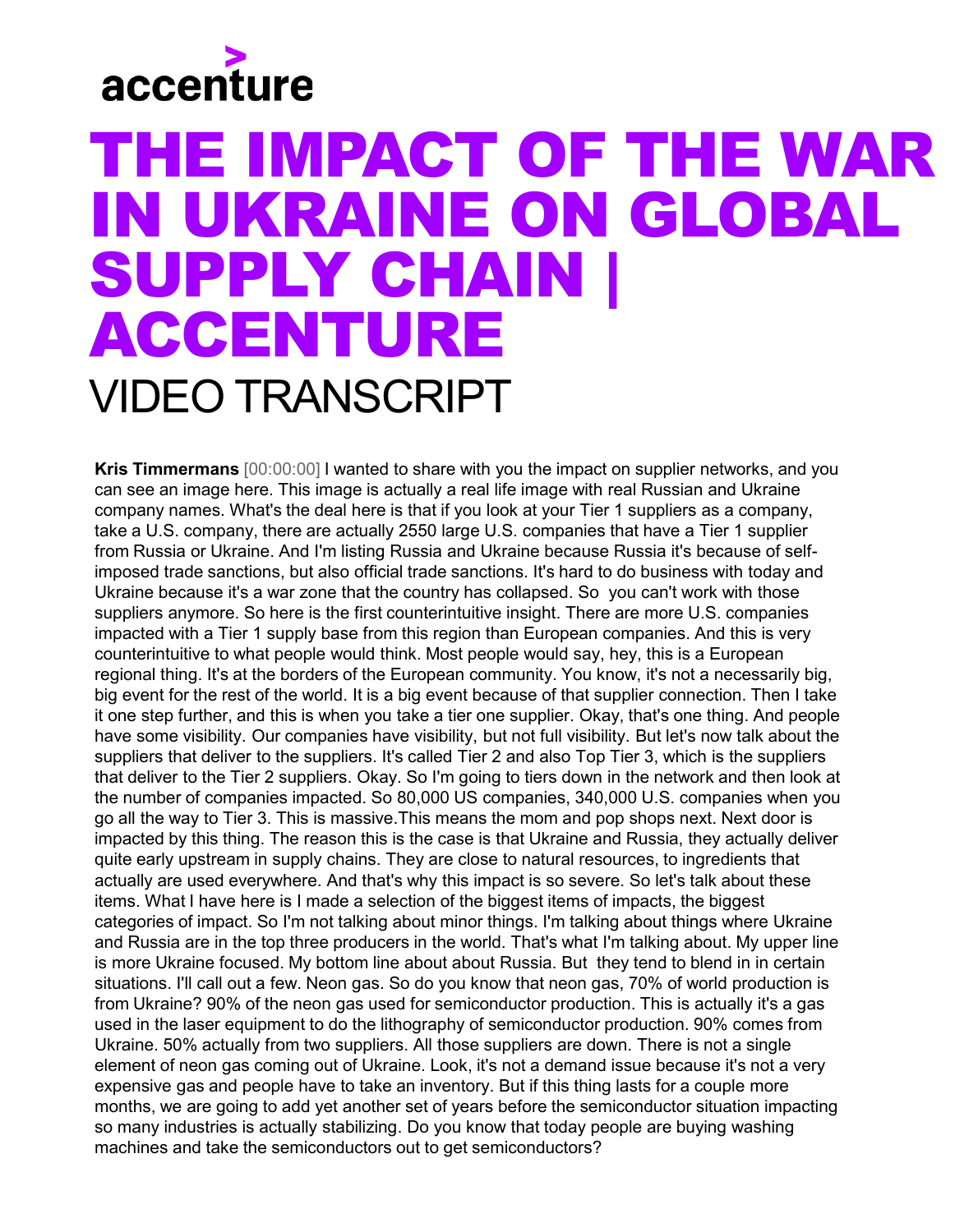accenture

# THE IMPACT OF THE WAR IN UKRAINE ON GLOBAL SUPPLY CHAIN | ACCENTURE

VIDEO TRANSCRIPT

**Kris Timmermans** [00:00:00] I wanted to share with you the impact on supplier networks, and you can see an image here. This image is actually a real life image with real Russian and Ukraine company names. What's the deal here is that if you look at your Tier 1 suppliers as a company, take a U.S. company, there are actually 2550 large U.S. companies that have a Tier 1 supplier from Russia or Ukraine. And I'm listing Russia and Ukraine because Russia it's because of self-imposed trade sanctions, but also official trade sanctions. It's hard to do business with today and Ukraine because it's a war zone that the country has collapsed. So you can't work with those suppliers anymore. So here is the first counterintuitive insight. There are more U.S. companies impacted with a Tier 1 supply base from this region than European companies. And this is very counterintuitive to what people would think. Most people would say, hey, this is a European regional thing. It's at the borders of the European community. You know, it's not a necessarily big, big event for the rest of the world. It is a big event because of that supplier connection. Then I take it one step further, and this is when you take a tier one supplier. Okay, that's one thing. And people have some visibility. Our companies have visibility, but not full visibility. But let's now talk about the suppliers that deliver to the suppliers. It's called Tier 2 and also Top Tier 3, which is the suppliers that deliver to the Tier 2 suppliers. Okay. So I'm going to tiers down in the network and then look at the number of companies impacted. So 80,000 US companies, 340,000 U.S. companies when you go all the way to Tier 3. This is massive.This means the mom and pop shops next. Next door is impacted by this thing. The reason this is the case is that Ukraine and Russia, they actually deliver quite early upstream in supply chains. They are close to natural resources, to ingredients that actually are used everywhere. And that's why this impact is so severe. So let's talk about these items. What I have here is I made a selection of the biggest items of impacts, the biggest categories of impact. So I'm not talking about minor things. I'm talking about things where Ukraine and Russia are in the top three producers in the world. That's what I'm talking about. My upper line is more Ukraine focused. My bottom line about about Russia. But they tend to blend in in certain situations. I'll call out a few. Neon gas. So do you know that neon gas, 70% of world production is from Ukraine? 90% of the neon gas used for semiconductor production. This is actually it's a gas used in the laser equipment to do the lithography of semiconductor production. 90% comes from Ukraine. 50% actually from two suppliers. All those suppliers are down. There is not a single element of neon gas coming out of Ukraine. Look, it's not a demand issue because it's not a very expensive gas and people have to take an inventory. But if this thing lasts for a couple more months, we are going to add yet another set of years before the semiconductor situation impacting so many industries is actually stabilizing. Do you know that today people are buying washing machines and take the semiconductors out to get semiconductors?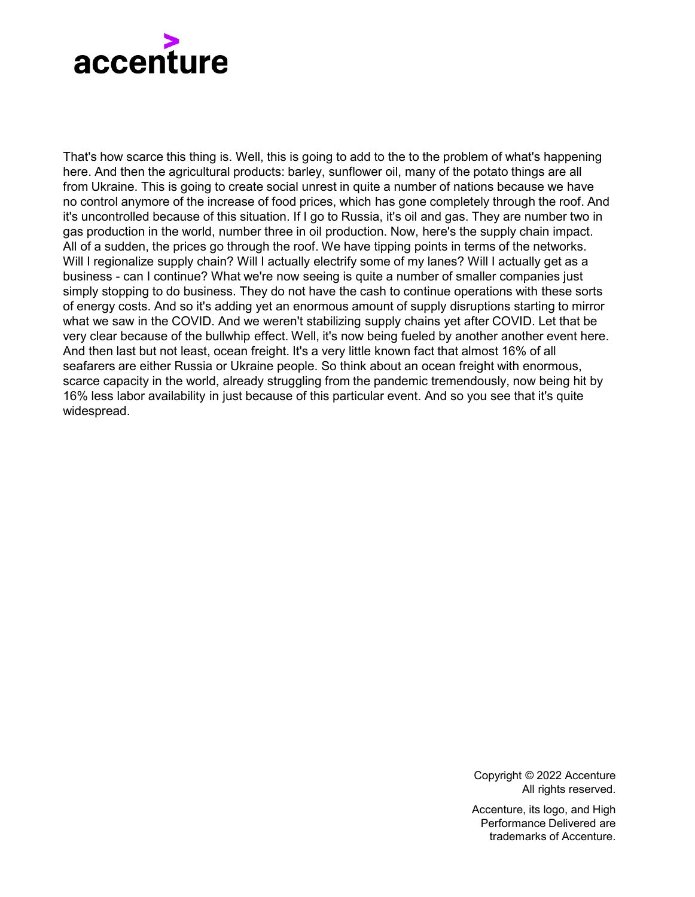That's how scarce this thing is. Well, this is going to add to the to the problem of what's happening here. And then the agricultural products: barley, sunflower oil, many of the potato things are all from Ukraine. This is going to create social unrest in quite a number of nations because we have no control anymore of the increase of food prices, which has gone completely through the roof. And it's uncontrolled because of this situation. If I go to Russia, it's oil and gas. They are number two in gas production in the world, number three in oil production. Now, here's the supply chain impact. All of a sudden, the prices go through the roof. We have tipping points in terms of the networks. Will I regionalize supply chain? Will I actually electrify some of my lanes? Will I actually get as a business - can I continue? What we're now seeing is quite a number of smaller companies just simply stopping to do business. They do not have the cash to continue operations with these sorts of energy costs. And so it's adding yet an enormous amount of supply disruptions starting to mirror what we saw in the COVID. And we weren't stabilizing supply chains yet after COVID. Let that be very clear because of the bullwhip effect. Well, it's now being fueled by another another event here. And then last but not least, ocean freight. It's a very little known fact that almost 16% of all seafarers are either Russia or Ukraine people. So think about an ocean freight with enormous, scarce capacity in the world, already struggling from the pandemic tremendously, now being hit by 16% less labor availability in just because of this particular event. And so you see that it's quite widespread.

Copyright © 2022 Accenture
All rights reserved.

Accenture, its logo, and High Performance Delivered are trademarks of Accenture.